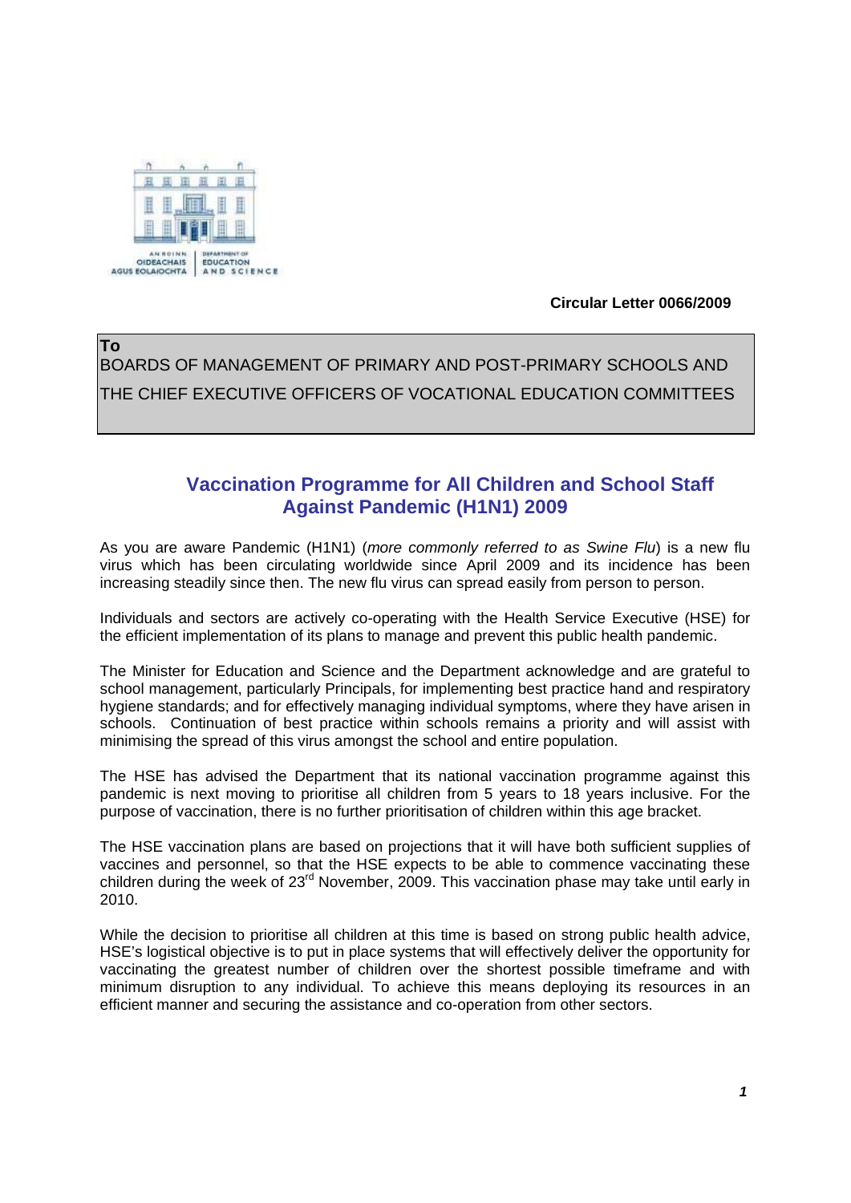AN ROINN OIDEACHAIS AGUS EOLAÍOCHTA | DEPARTMENT OF EDUCATION AND SCIENCE

**Circular Letter 0066/2009**

**To**
BOARDS OF MANAGEMENT OF PRIMARY AND POST-PRIMARY SCHOOLS AND THE CHIEF EXECUTIVE OFFICERS OF VOCATIONAL EDUCATION COMMITTEES

## Vaccination Programme for All Children and School Staff Against Pandemic (H1N1) 2009

As you are aware Pandemic (H1N1) (*more commonly referred to as Swine Flu*) is a new flu virus which has been circulating worldwide since April 2009 and its incidence has been increasing steadily since then. The new flu virus can spread easily from person to person.

Individuals and sectors are actively co-operating with the Health Service Executive (HSE) for the efficient implementation of its plans to manage and prevent this public health pandemic.

The Minister for Education and Science and the Department acknowledge and are grateful to school management, particularly Principals, for implementing best practice hand and respiratory hygiene standards; and for effectively managing individual symptoms, where they have arisen in schools. Continuation of best practice within schools remains a priority and will assist with minimising the spread of this virus amongst the school and entire population.

The HSE has advised the Department that its national vaccination programme against this pandemic is next moving to prioritise all children from 5 years to 18 years inclusive. For the purpose of vaccination, there is no further prioritisation of children within this age bracket.

The HSE vaccination plans are based on projections that it will have both sufficient supplies of vaccines and personnel, so that the HSE expects to be able to commence vaccinating these children during the week of 23rd November, 2009. This vaccination phase may take until early in 2010.

While the decision to prioritise all children at this time is based on strong public health advice, HSE's logistical objective is to put in place systems that will effectively deliver the opportunity for vaccinating the greatest number of children over the shortest possible timeframe and with minimum disruption to any individual. To achieve this means deploying its resources in an efficient manner and securing the assistance and co-operation from other sectors.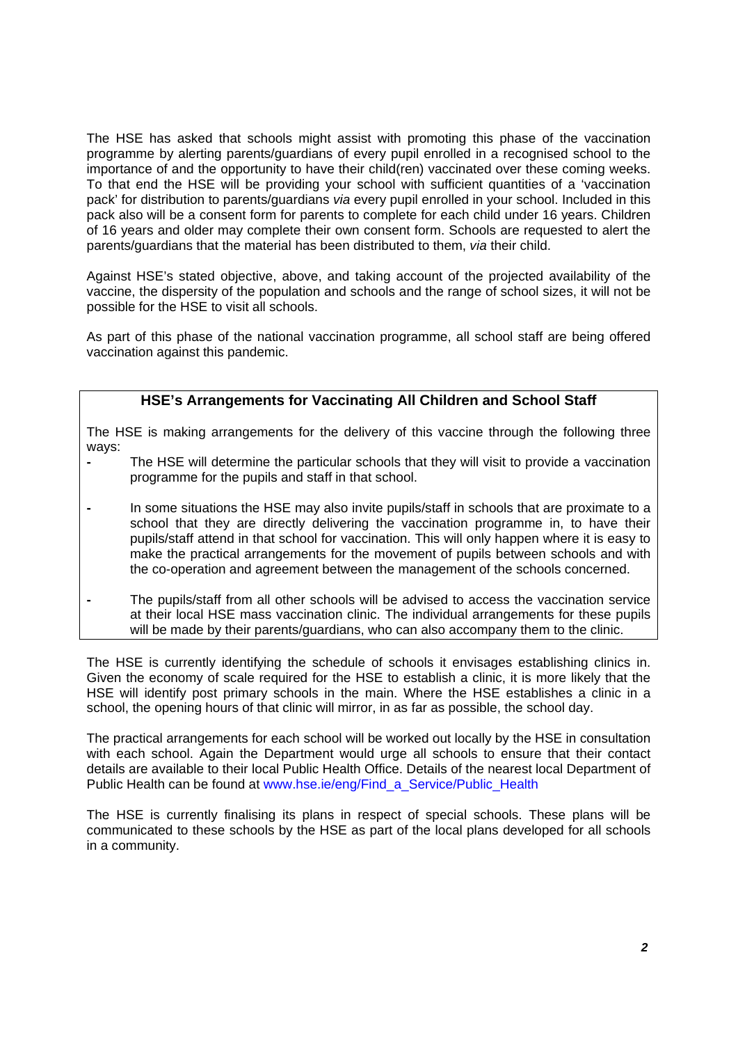The HSE has asked that schools might assist with promoting this phase of the vaccination programme by alerting parents/guardians of every pupil enrolled in a recognised school to the importance of and the opportunity to have their child(ren) vaccinated over these coming weeks. To that end the HSE will be providing your school with sufficient quantities of a 'vaccination pack' for distribution to parents/guardians *via* every pupil enrolled in your school. Included in this pack also will be a consent form for parents to complete for each child under 16 years. Children of 16 years and older may complete their own consent form. Schools are requested to alert the parents/guardians that the material has been distributed to them, *via* their child.

Against HSE's stated objective, above, and taking account of the projected availability of the vaccine, the dispersity of the population and schools and the range of school sizes, it will not be possible for the HSE to visit all schools.

As part of this phase of the national vaccination programme, all school staff are being offered vaccination against this pandemic.

**HSE's Arrangements for Vaccinating All Children and School Staff**

The HSE is making arrangements for the delivery of this vaccine through the following three ways:

- The HSE will determine the particular schools that they will visit to provide a vaccination programme for the pupils and staff in that school.
- In some situations the HSE may also invite pupils/staff in schools that are proximate to a school that they are directly delivering the vaccination programme in, to have their pupils/staff attend in that school for vaccination. This will only happen where it is easy to make the practical arrangements for the movement of pupils between schools and with the co-operation and agreement between the management of the schools concerned.
- The pupils/staff from all other schools will be advised to access the vaccination service at their local HSE mass vaccination clinic. The individual arrangements for these pupils will be made by their parents/guardians, who can also accompany them to the clinic.

The HSE is currently identifying the schedule of schools it envisages establishing clinics in. Given the economy of scale required for the HSE to establish a clinic, it is more likely that the HSE will identify post primary schools in the main. Where the HSE establishes a clinic in a school, the opening hours of that clinic will mirror, in as far as possible, the school day.

The practical arrangements for each school will be worked out locally by the HSE in consultation with each school. Again the Department would urge all schools to ensure that their contact details are available to their local Public Health Office. Details of the nearest local Department of Public Health can be found at www.hse.ie/eng/Find_a_Service/Public_Health

The HSE is currently finalising its plans in respect of special schools. These plans will be communicated to these schools by the HSE as part of the local plans developed for all schools in a community.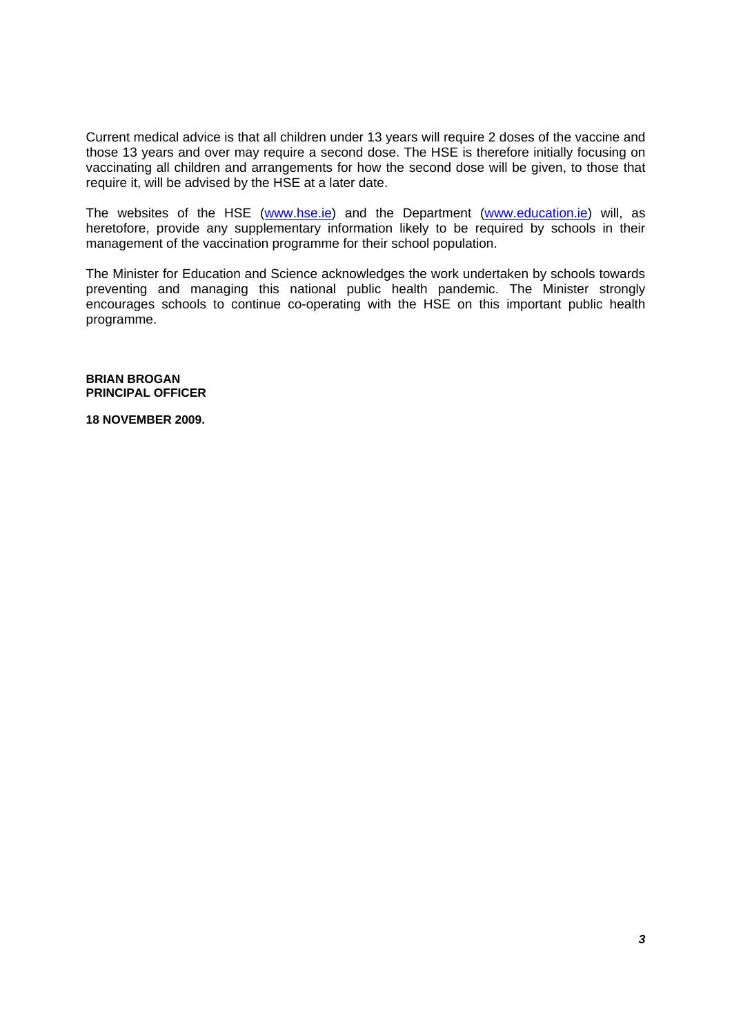Current medical advice is that all children under 13 years will require 2 doses of the vaccine and those 13 years and over may require a second dose. The HSE is therefore initially focusing on vaccinating all children and arrangements for how the second dose will be given, to those that require it, will be advised by the HSE at a later date.

The websites of the HSE (www.hse.ie) and the Department (www.education.ie) will, as heretofore, provide any supplementary information likely to be required by schools in their management of the vaccination programme for their school population.

The Minister for Education and Science acknowledges the work undertaken by schools towards preventing and managing this national public health pandemic. The Minister strongly encourages schools to continue co-operating with the HSE on this important public health programme.

**BRIAN BROGAN**
**PRINCIPAL OFFICER**

**18 NOVEMBER 2009.**